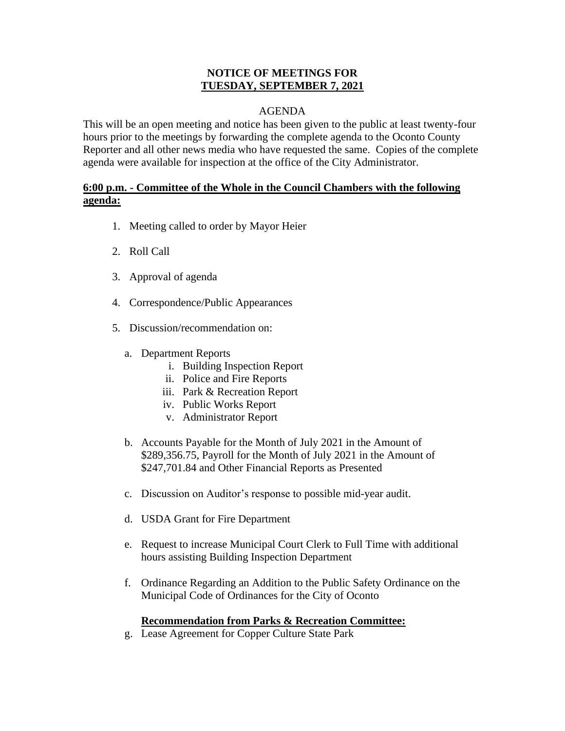**NOTICE OF MEETINGS FOR**
**TUESDAY, SEPTEMBER 7, 2021**

AGENDA

This will be an open meeting and notice has been given to the public at least twenty-four hours prior to the meetings by forwarding the complete agenda to the Oconto County Reporter and all other news media who have requested the same. Copies of the complete agenda were available for inspection at the office of the City Administrator.

**6:00 p.m. - Committee of the Whole in the Council Chambers with the following agenda:**

1. Meeting called to order by Mayor Heier
2. Roll Call
3. Approval of agenda
4. Correspondence/Public Appearances
5. Discussion/recommendation on:
   a. Department Reports
      i. Building Inspection Report
      ii. Police and Fire Reports
      iii. Park & Recreation Report
      iv. Public Works Report
      v. Administrator Report
   b. Accounts Payable for the Month of July 2021 in the Amount of $289,356.75, Payroll for the Month of July 2021 in the Amount of $247,701.84 and Other Financial Reports as Presented
   c. Discussion on Auditor's response to possible mid-year audit.
   d. USDA Grant for Fire Department
   e. Request to increase Municipal Court Clerk to Full Time with additional hours assisting Building Inspection Department
   f. Ordinance Regarding an Addition to the Public Safety Ordinance on the Municipal Code of Ordinances for the City of Oconto

   **Recommendation from Parks & Recreation Committee:**

   g. Lease Agreement for Copper Culture State Park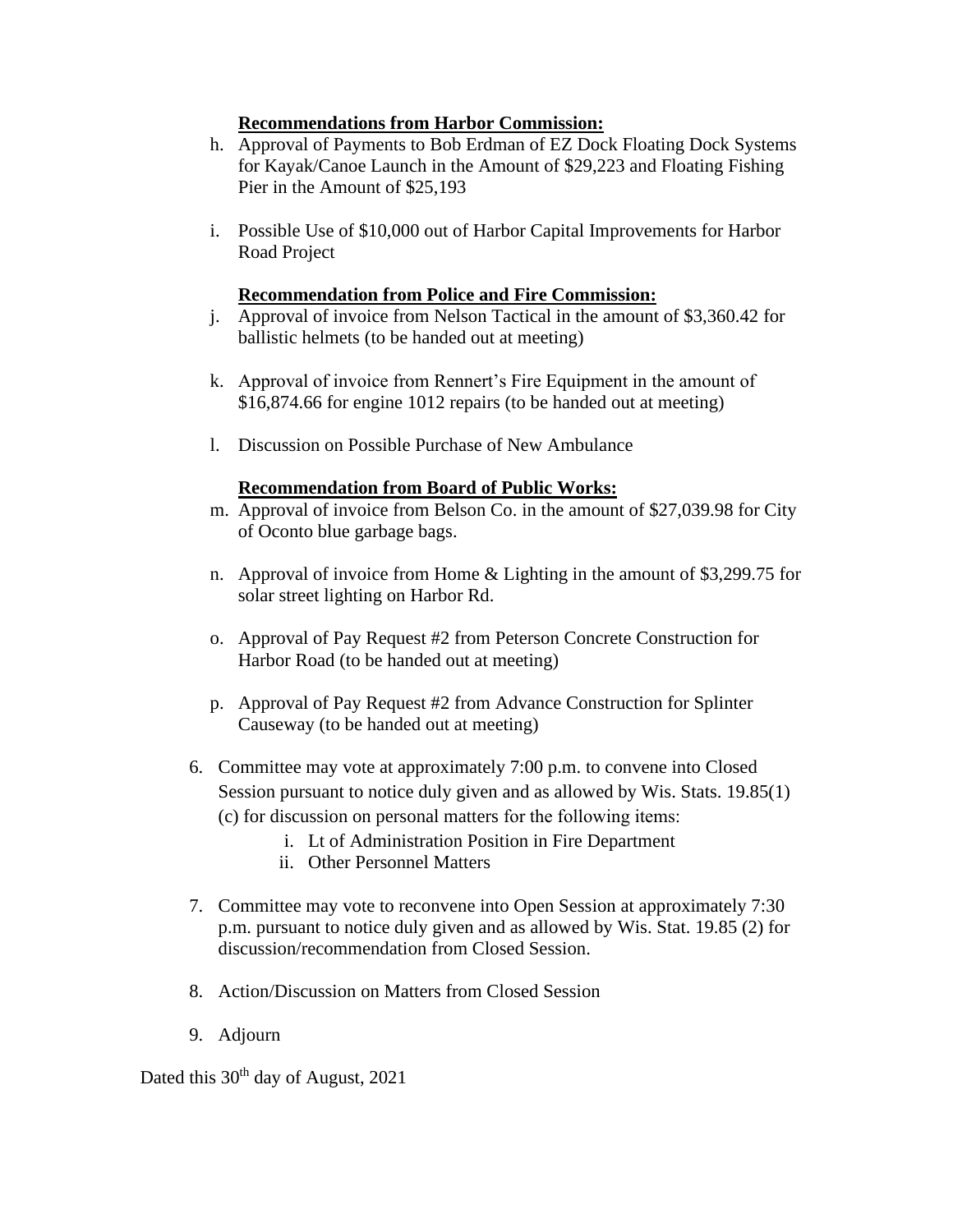**Recommendations from Harbor Commission:**

h. Approval of Payments to Bob Erdman of EZ Dock Floating Dock Systems for Kayak/Canoe Launch in the Amount of $29,223 and Floating Fishing Pier in the Amount of $25,193

i. Possible Use of $10,000 out of Harbor Capital Improvements for Harbor Road Project

**Recommendation from Police and Fire Commission:**

j. Approval of invoice from Nelson Tactical in the amount of $3,360.42 for ballistic helmets (to be handed out at meeting)

k. Approval of invoice from Rennert's Fire Equipment in the amount of $16,874.66 for engine 1012 repairs (to be handed out at meeting)

l. Discussion on Possible Purchase of New Ambulance

**Recommendation from Board of Public Works:**

m. Approval of invoice from Belson Co. in the amount of $27,039.98 for City of Oconto blue garbage bags.

n. Approval of invoice from Home & Lighting in the amount of $3,299.75 for solar street lighting on Harbor Rd.

o. Approval of Pay Request #2 from Peterson Concrete Construction for Harbor Road (to be handed out at meeting)

p. Approval of Pay Request #2 from Advance Construction for Splinter Causeway (to be handed out at meeting)

6. Committee may vote at approximately 7:00 p.m. to convene into Closed Session pursuant to notice duly given and as allowed by Wis. Stats. 19.85(1)(c) for discussion on personal matters for the following items:
   i. Lt of Administration Position in Fire Department
   ii. Other Personnel Matters

7. Committee may vote to reconvene into Open Session at approximately 7:30 p.m. pursuant to notice duly given and as allowed by Wis. Stat. 19.85 (2) for discussion/recommendation from Closed Session.

8. Action/Discussion on Matters from Closed Session

9. Adjourn

Dated this 30th day of August, 2021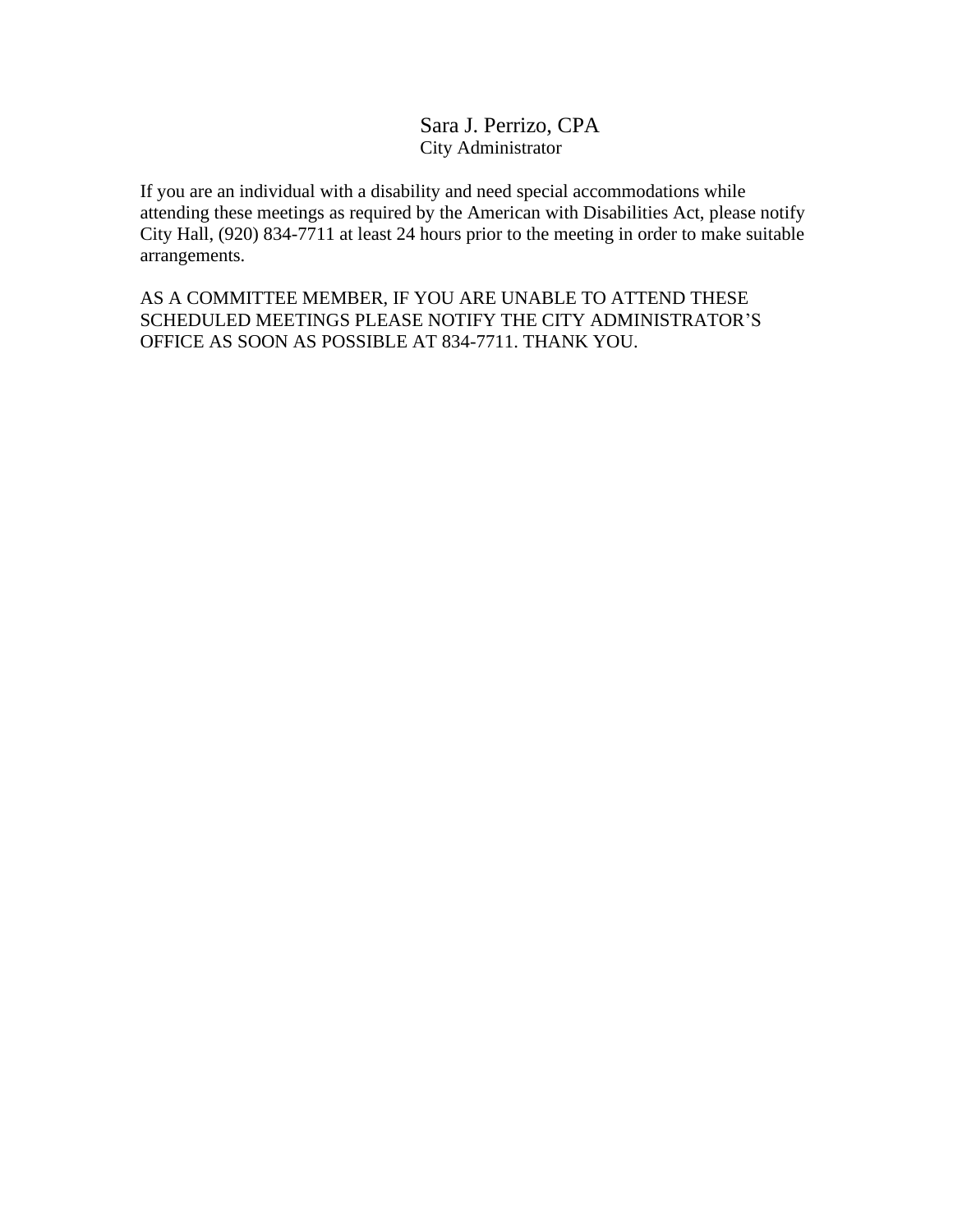Sara J. Perrizo, CPA
City Administrator

If you are an individual with a disability and need special accommodations while attending these meetings as required by the American with Disabilities Act, please notify City Hall, (920) 834-7711 at least 24 hours prior to the meeting in order to make suitable arrangements.

AS A COMMITTEE MEMBER, IF YOU ARE UNABLE TO ATTEND THESE SCHEDULED MEETINGS PLEASE NOTIFY THE CITY ADMINISTRATOR'S OFFICE AS SOON AS POSSIBLE AT 834-7711. THANK YOU.